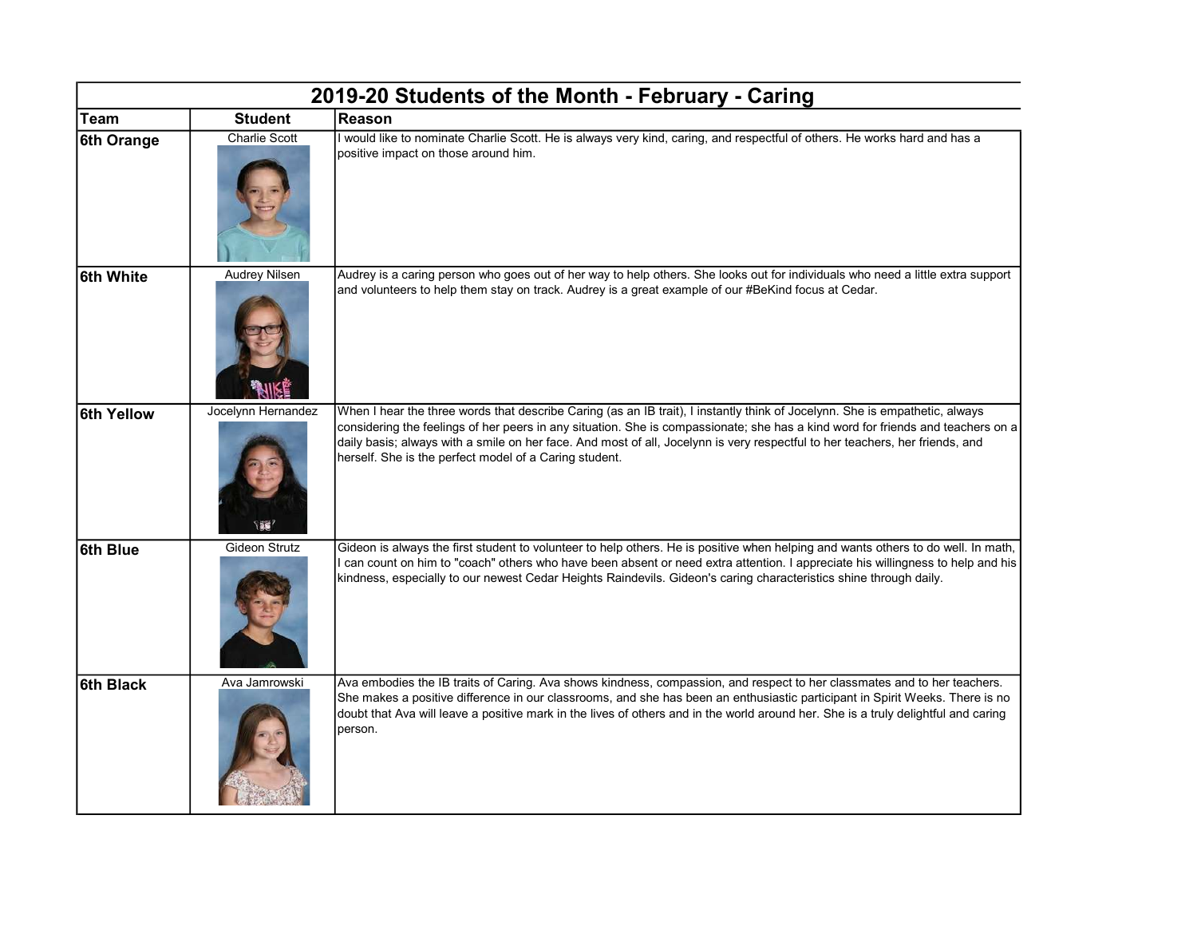# 2019-20 Students of the Month - February - Caring

| Team | Student | Reason |
|---|---|---|
| 6th Orange | Charlie Scott | I would like to nominate Charlie Scott. He is always very kind, caring, and respectful of others. He works hard and has a positive impact on those around him. |
| 6th White | Audrey Nilsen | Audrey is a caring person who goes out of her way to help others. She looks out for individuals who need a little extra support and volunteers to help them stay on track. Audrey is a great example of our #BeKind focus at Cedar. |
| 6th Yellow | Jocelynn Hernandez | When I hear the three words that describe Caring (as an IB trait), I instantly think of Jocelynn. She is empathetic, always considering the feelings of her peers in any situation. She is compassionate; she has a kind word for friends and teachers on a daily basis; always with a smile on her face. And most of all, Jocelynn is very respectful to her teachers, her friends, and herself. She is the perfect model of a Caring student. |
| 6th Blue | Gideon Strutz | Gideon is always the first student to volunteer to help others. He is positive when helping and wants others to do well. In math, I can count on him to "coach" others who have been absent or need extra attention. I appreciate his willingness to help and his kindness, especially to our newest Cedar Heights Raindevils. Gideon's caring characteristics shine through daily. |
| 6th Black | Ava Jamrowski | Ava embodies the IB traits of Caring. Ava shows kindness, compassion, and respect to her classmates and to her teachers. She makes a positive difference in our classrooms, and she has been an enthusiastic participant in Spirit Weeks. There is no doubt that Ava will leave a positive mark in the lives of others and in the world around her. She is a truly delightful and caring person. |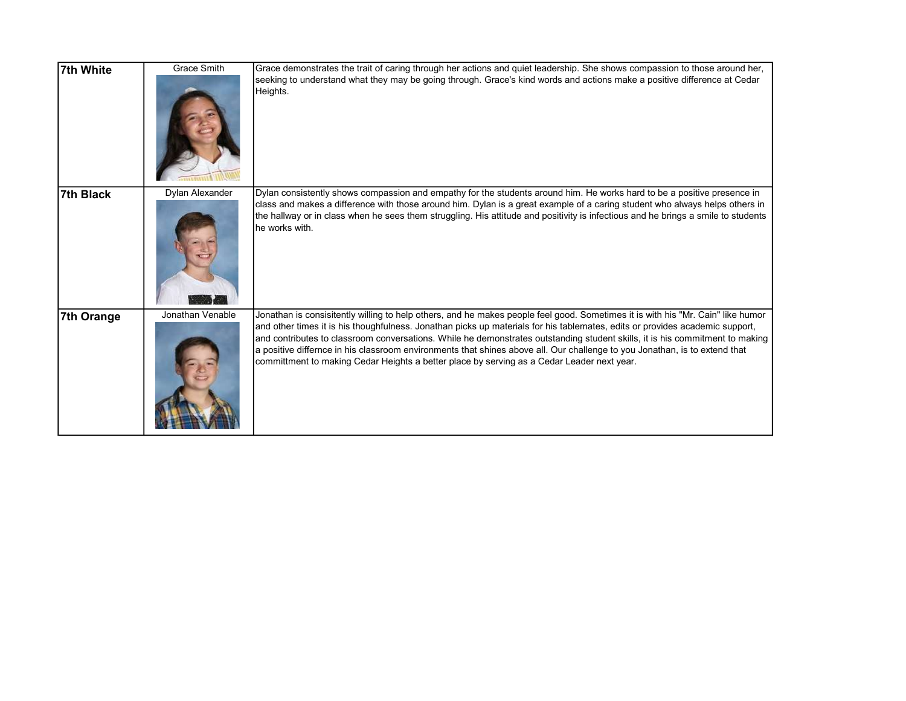| 7th White | Grace Smith | Grace demonstrates the trait of caring through her actions and quiet leadership. She shows compassion to those around her, seeking to understand what they may be going through. Grace's kind words and actions make a positive difference at Cedar Heights. |
|---|---|---|
| **7th Black** | Dylan Alexander | Dylan consistently shows compassion and empathy for the students around him. He works hard to be a positive presence in class and makes a difference with those around him. Dylan is a great example of a caring student who always helps others in the hallway or in class when he sees them struggling. His attitude and positivity is infectious and he brings a smile to students he works with. |
| **7th Orange** | Jonathan Venable | Jonathan is consisitently willing to help others, and he makes people feel good. Sometimes it is with his "Mr. Cain" like humor and other times it is his thoughfulness. Jonathan picks up materials for his tablemates, edits or provides academic support, and contributes to classroom conversations. While he demonstrates outstanding student skills, it is his commitment to making a positive differnce in his classroom environments that shines above all. Our challenge to you Jonathan, is to extend that committment to making Cedar Heights a better place by serving as a Cedar Leader next year. |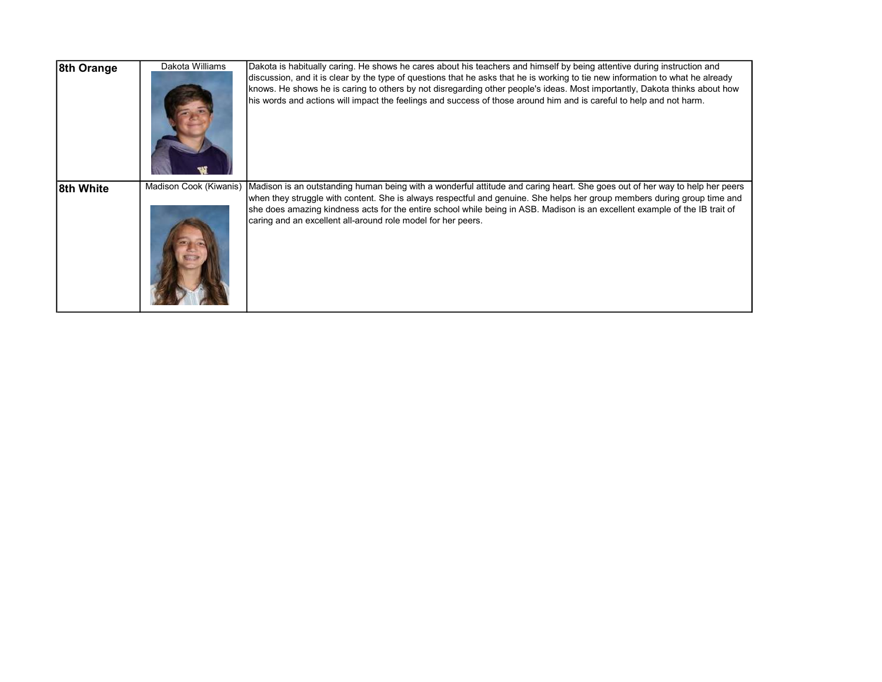| | | |
|---|---|---|
| **8th Orange** | Dakota Williams | Dakota is habitually caring. He shows he cares about his teachers and himself by being attentive during instruction and discussion, and it is clear by the type of questions that he asks that he is working to tie new information to what he already knows. He shows he is caring to others by not disregarding other people's ideas. Most importantly, Dakota thinks about how his words and actions will impact the feelings and success of those around him and is careful to help and not harm. |
| **8th White** | Madison Cook (Kiwanis) | Madison is an outstanding human being with a wonderful attitude and caring heart. She goes out of her way to help her peers when they struggle with content. She is always respectful and genuine. She helps her group members during group time and she does amazing kindness acts for the entire school while being in ASB. Madison is an excellent example of the IB trait of caring and an excellent all-around role model for her peers. |